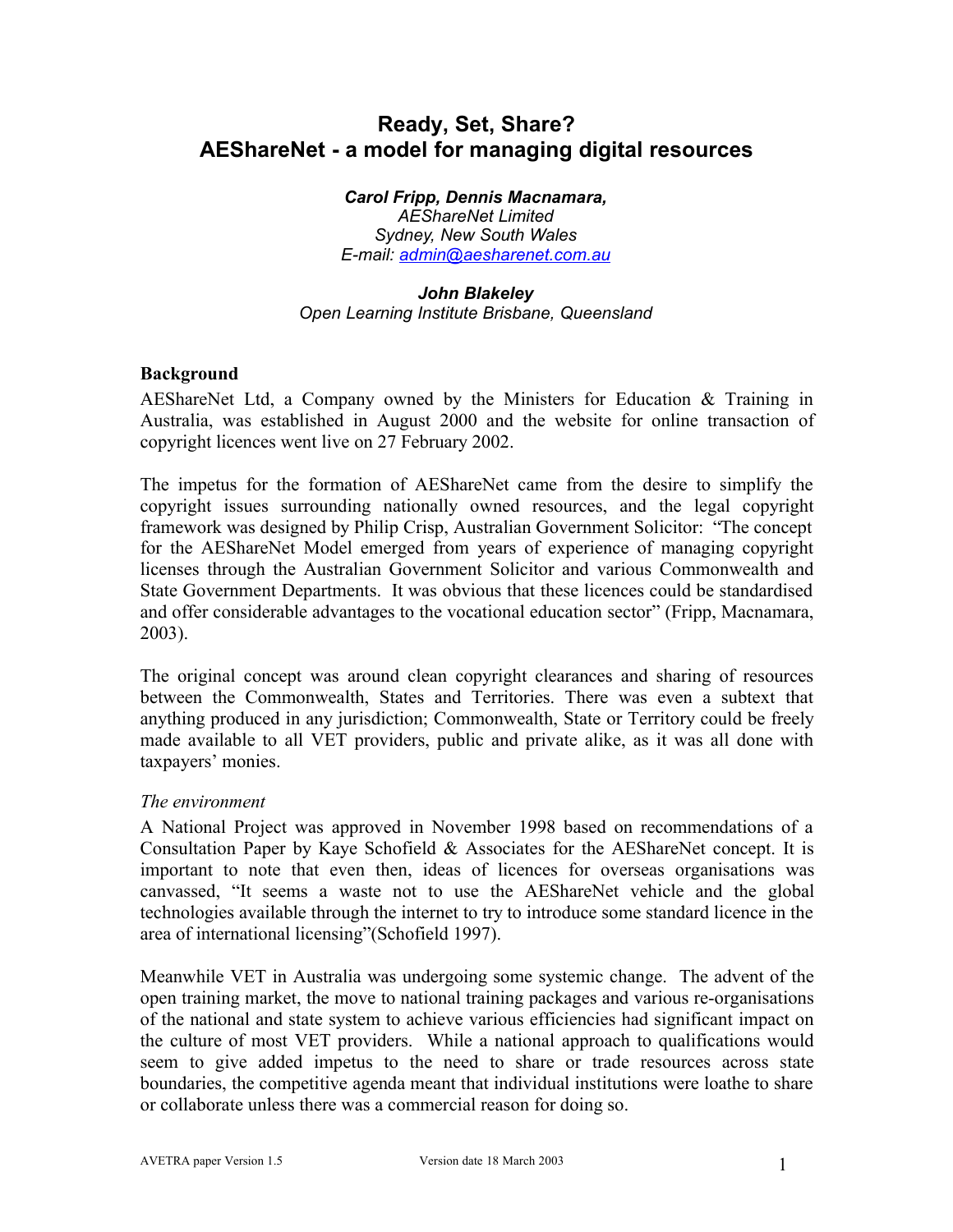# Ready, Set, Share?
# AEShareNet - a model for managing digital resources

***Carol Fripp, Dennis Macnamara,***
*AEShareNet Limited*
*Sydney, New South Wales*
*E-mail: admin@aesharenet.com.au*

***John Blakeley***
*Open Learning Institute Brisbane, Queensland*

## Background

AEShareNet Ltd, a Company owned by the Ministers for Education & Training in Australia, was established in August 2000 and the website for online transaction of copyright licences went live on 27 February 2002.

The impetus for the formation of AEShareNet came from the desire to simplify the copyright issues surrounding nationally owned resources, and the legal copyright framework was designed by Philip Crisp, Australian Government Solicitor: "The concept for the AEShareNet Model emerged from years of experience of managing copyright licenses through the Australian Government Solicitor and various Commonwealth and State Government Departments. It was obvious that these licences could be standardised and offer considerable advantages to the vocational education sector" (Fripp, Macnamara, 2003).

The original concept was around clean copyright clearances and sharing of resources between the Commonwealth, States and Territories. There was even a subtext that anything produced in any jurisdiction; Commonwealth, State or Territory could be freely made available to all VET providers, public and private alike, as it was all done with taxpayers' monies.

### *The environment*

A National Project was approved in November 1998 based on recommendations of a Consultation Paper by Kaye Schofield & Associates for the AEShareNet concept. It is important to note that even then, ideas of licences for overseas organisations was canvassed, "It seems a waste not to use the AEShareNet vehicle and the global technologies available through the internet to try to introduce some standard licence in the area of international licensing"(Schofield 1997).

Meanwhile VET in Australia was undergoing some systemic change. The advent of the open training market, the move to national training packages and various re-organisations of the national and state system to achieve various efficiencies had significant impact on the culture of most VET providers. While a national approach to qualifications would seem to give added impetus to the need to share or trade resources across state boundaries, the competitive agenda meant that individual institutions were loathe to share or collaborate unless there was a commercial reason for doing so.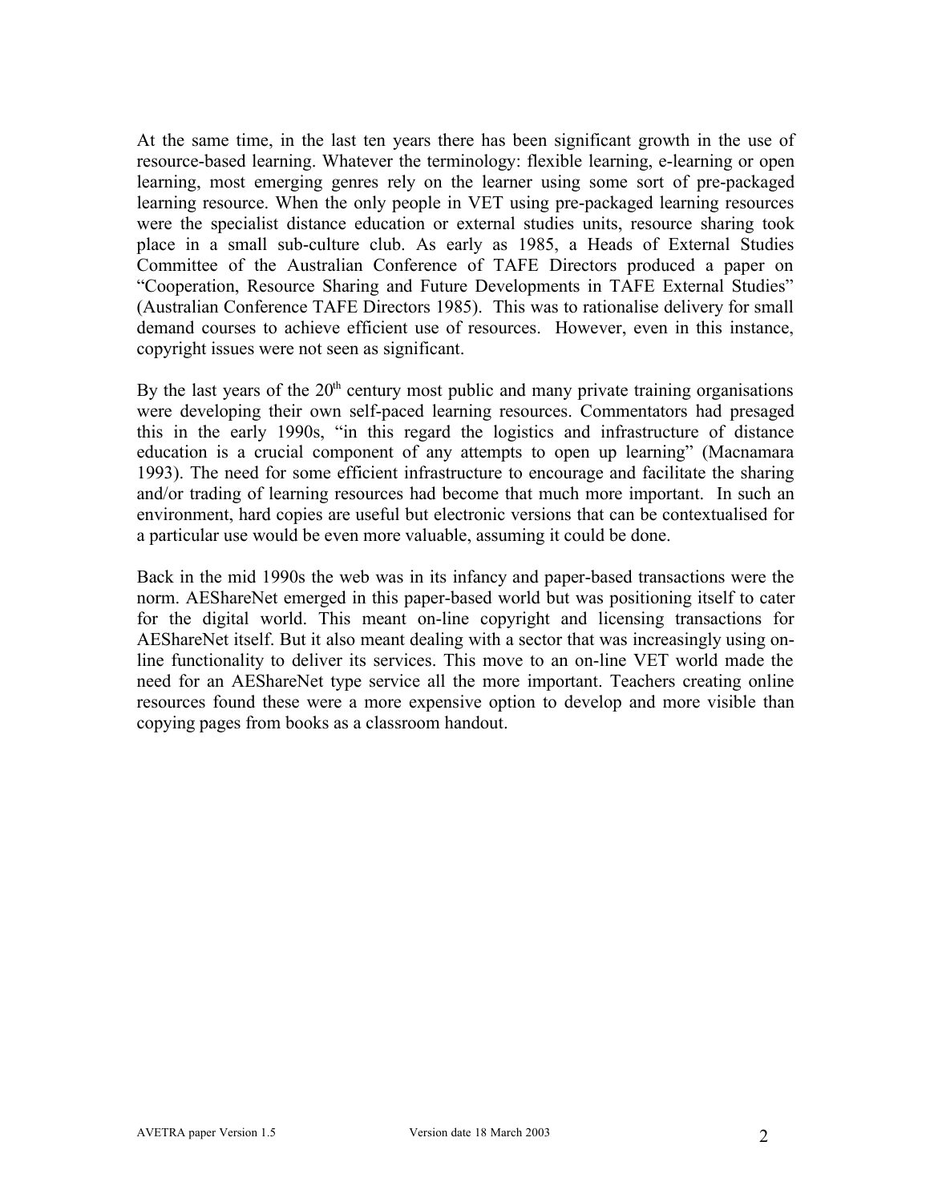At the same time, in the last ten years there has been significant growth in the use of resource-based learning. Whatever the terminology: flexible learning, e-learning or open learning, most emerging genres rely on the learner using some sort of pre-packaged learning resource. When the only people in VET using pre-packaged learning resources were the specialist distance education or external studies units, resource sharing took place in a small sub-culture club. As early as 1985, a Heads of External Studies Committee of the Australian Conference of TAFE Directors produced a paper on "Cooperation, Resource Sharing and Future Developments in TAFE External Studies" (Australian Conference TAFE Directors 1985). This was to rationalise delivery for small demand courses to achieve efficient use of resources. However, even in this instance, copyright issues were not seen as significant.

By the last years of the 20th century most public and many private training organisations were developing their own self-paced learning resources. Commentators had presaged this in the early 1990s, "in this regard the logistics and infrastructure of distance education is a crucial component of any attempts to open up learning" (Macnamara 1993). The need for some efficient infrastructure to encourage and facilitate the sharing and/or trading of learning resources had become that much more important. In such an environment, hard copies are useful but electronic versions that can be contextualised for a particular use would be even more valuable, assuming it could be done.

Back in the mid 1990s the web was in its infancy and paper-based transactions were the norm. AEShareNet emerged in this paper-based world but was positioning itself to cater for the digital world. This meant on-line copyright and licensing transactions for AEShareNet itself. But it also meant dealing with a sector that was increasingly using on-line functionality to deliver its services. This move to an on-line VET world made the need for an AEShareNet type service all the more important. Teachers creating online resources found these were a more expensive option to develop and more visible than copying pages from books as a classroom handout.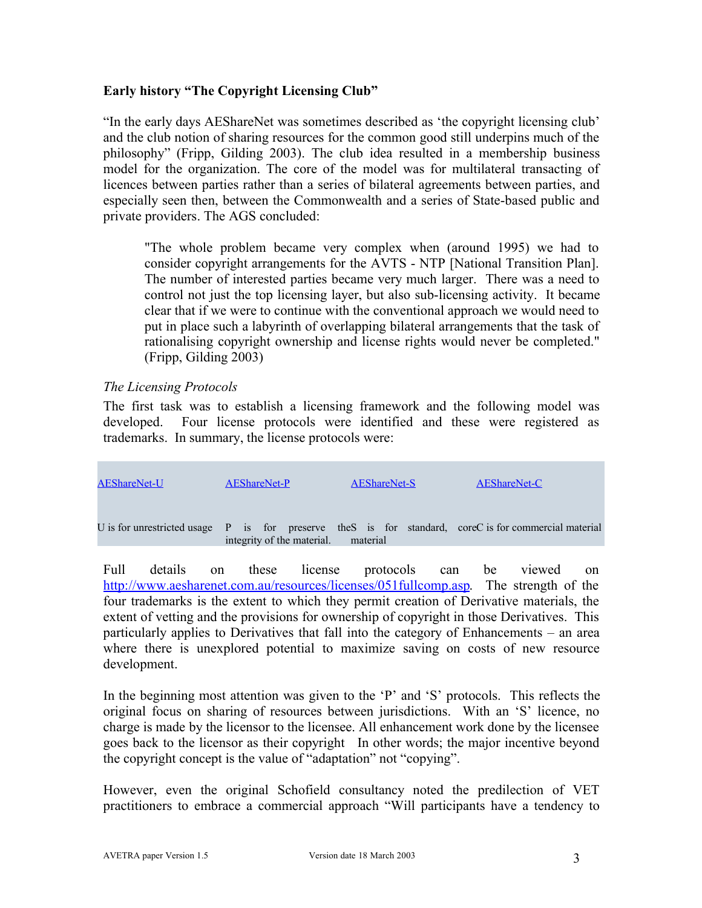**Early history "The Copyright Licensing Club"**

"In the early days AEShareNet was sometimes described as 'the copyright licensing club' and the club notion of sharing resources for the common good still underpins much of the philosophy" (Fripp, Gilding 2003). The club idea resulted in a membership business model for the organization. The core of the model was for multilateral transacting of licences between parties rather than a series of bilateral agreements between parties, and especially seen then, between the Commonwealth and a series of State-based public and private providers. The AGS concluded:

> "The whole problem became very complex when (around 1995) we had to consider copyright arrangements for the AVTS - NTP [National Transition Plan]. The number of interested parties became very much larger. There was a need to control not just the top licensing layer, but also sub-licensing activity. It became clear that if we were to continue with the conventional approach we would need to put in place such a labyrinth of overlapping bilateral arrangements that the task of rationalising copyright ownership and license rights would never be completed." (Fripp, Gilding 2003)

*The Licensing Protocols*

The first task was to establish a licensing framework and the following model was developed. Four license protocols were identified and these were registered as trademarks. In summary, the license protocols were:

| AEShareNet-U | AEShareNet-P | AEShareNet-S | AEShareNet-C |
|---|---|---|---|
| U is for unrestricted usage | P is for preserve integrity of the material. | theS is for standard, material | coreC is for commercial material |

Full details on these license protocols can be viewed on http://www.aesharenet.com.au/resources/licenses/051fullcomp.asp. The strength of the four trademarks is the extent to which they permit creation of Derivative materials, the extent of vetting and the provisions for ownership of copyright in those Derivatives. This particularly applies to Derivatives that fall into the category of Enhancements – an area where there is unexplored potential to maximize saving on costs of new resource development.

In the beginning most attention was given to the 'P' and 'S' protocols. This reflects the original focus on sharing of resources between jurisdictions. With an 'S' licence, no charge is made by the licensor to the licensee. All enhancement work done by the licensee goes back to the licensor as their copyright In other words; the major incentive beyond the copyright concept is the value of "adaptation" not "copying".

However, even the original Schofield consultancy noted the predilection of VET practitioners to embrace a commercial approach "Will participants have a tendency to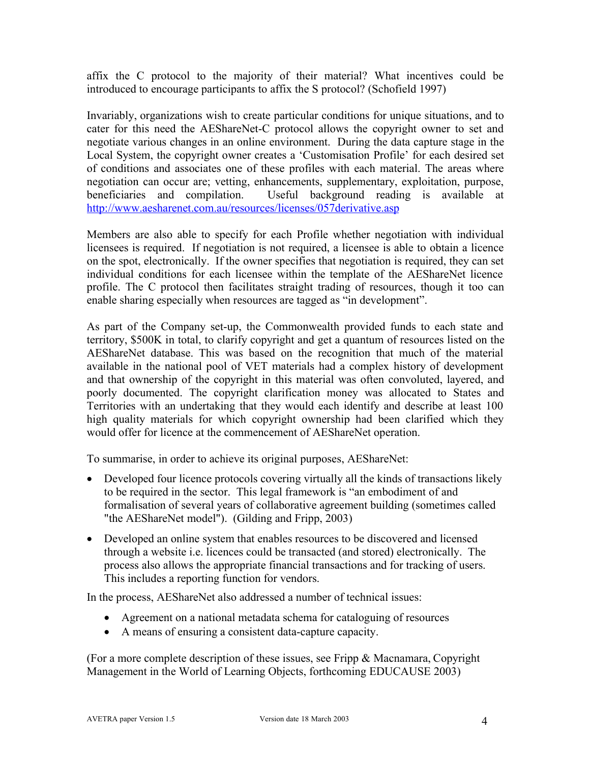affix the C protocol to the majority of their material? What incentives could be introduced to encourage participants to affix the S protocol? (Schofield 1997)

Invariably, organizations wish to create particular conditions for unique situations, and to cater for this need the AEShareNet-C protocol allows the copyright owner to set and negotiate various changes in an online environment. During the data capture stage in the Local System, the copyright owner creates a 'Customisation Profile' for each desired set of conditions and associates one of these profiles with each material. The areas where negotiation can occur are; vetting, enhancements, supplementary, exploitation, purpose, beneficiaries and compilation. Useful background reading is available at http://www.aesharenet.com.au/resources/licenses/057derivative.asp

Members are also able to specify for each Profile whether negotiation with individual licensees is required. If negotiation is not required, a licensee is able to obtain a licence on the spot, electronically. If the owner specifies that negotiation is required, they can set individual conditions for each licensee within the template of the AEShareNet licence profile. The C protocol then facilitates straight trading of resources, though it too can enable sharing especially when resources are tagged as "in development".

As part of the Company set-up, the Commonwealth provided funds to each state and territory, $500K in total, to clarify copyright and get a quantum of resources listed on the AEShareNet database. This was based on the recognition that much of the material available in the national pool of VET materials had a complex history of development and that ownership of the copyright in this material was often convoluted, layered, and poorly documented. The copyright clarification money was allocated to States and Territories with an undertaking that they would each identify and describe at least 100 high quality materials for which copyright ownership had been clarified which they would offer for licence at the commencement of AEShareNet operation.

To summarise, in order to achieve its original purposes, AEShareNet:

- Developed four licence protocols covering virtually all the kinds of transactions likely to be required in the sector. This legal framework is "an embodiment of and formalisation of several years of collaborative agreement building (sometimes called "the AEShareNet model"). (Gilding and Fripp, 2003)
- Developed an online system that enables resources to be discovered and licensed through a website i.e. licences could be transacted (and stored) electronically. The process also allows the appropriate financial transactions and for tracking of users. This includes a reporting function for vendors.

In the process, AEShareNet also addressed a number of technical issues:

- Agreement on a national metadata schema for cataloguing of resources
- A means of ensuring a consistent data-capture capacity.

(For a more complete description of these issues, see Fripp & Macnamara, Copyright Management in the World of Learning Objects, forthcoming EDUCAUSE 2003)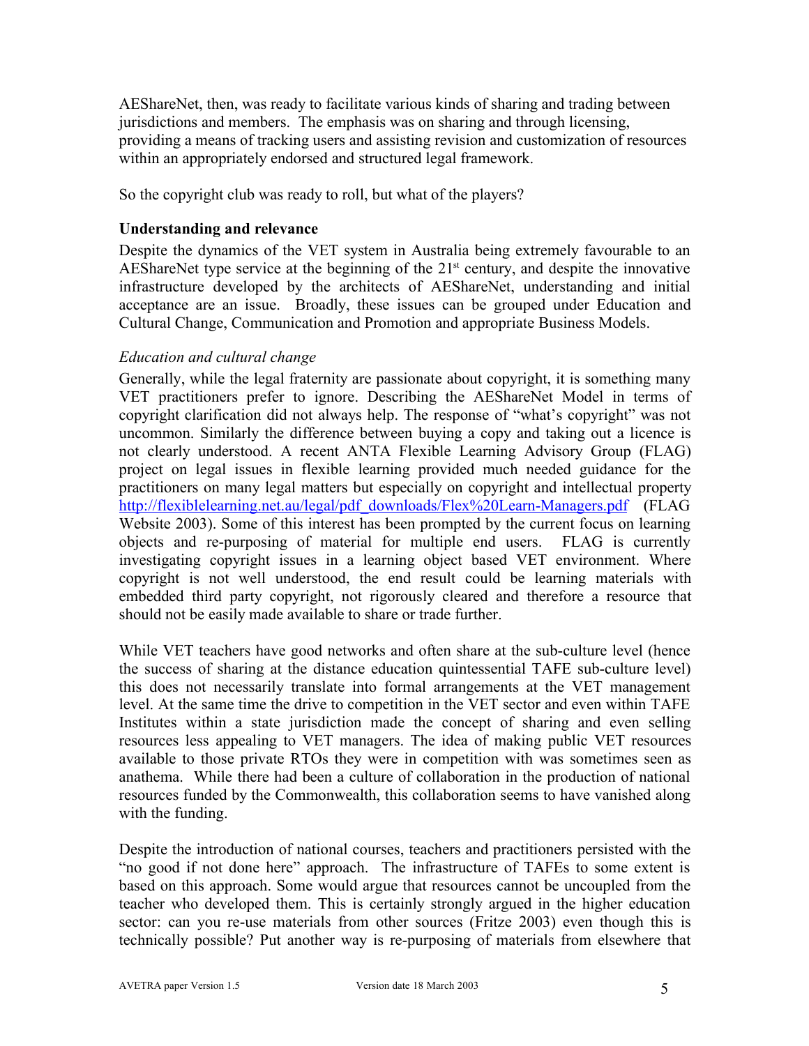AEShareNet, then, was ready to facilitate various kinds of sharing and trading between jurisdictions and members. The emphasis was on sharing and through licensing, providing a means of tracking users and assisting revision and customization of resources within an appropriately endorsed and structured legal framework.

So the copyright club was ready to roll, but what of the players?

### Understanding and relevance

Despite the dynamics of the VET system in Australia being extremely favourable to an AEShareNet type service at the beginning of the 21st century, and despite the innovative infrastructure developed by the architects of AEShareNet, understanding and initial acceptance are an issue. Broadly, these issues can be grouped under Education and Cultural Change, Communication and Promotion and appropriate Business Models.

#### *Education and cultural change*

Generally, while the legal fraternity are passionate about copyright, it is something many VET practitioners prefer to ignore. Describing the AEShareNet Model in terms of copyright clarification did not always help. The response of "what's copyright" was not uncommon. Similarly the difference between buying a copy and taking out a licence is not clearly understood. A recent ANTA Flexible Learning Advisory Group (FLAG) project on legal issues in flexible learning provided much needed guidance for the practitioners on many legal matters but especially on copyright and intellectual property http://flexiblelearning.net.au/legal/pdf_downloads/Flex%20Learn-Managers.pdf (FLAG Website 2003). Some of this interest has been prompted by the current focus on learning objects and re-purposing of material for multiple end users. FLAG is currently investigating copyright issues in a learning object based VET environment. Where copyright is not well understood, the end result could be learning materials with embedded third party copyright, not rigorously cleared and therefore a resource that should not be easily made available to share or trade further.

While VET teachers have good networks and often share at the sub-culture level (hence the success of sharing at the distance education quintessential TAFE sub-culture level) this does not necessarily translate into formal arrangements at the VET management level. At the same time the drive to competition in the VET sector and even within TAFE Institutes within a state jurisdiction made the concept of sharing and even selling resources less appealing to VET managers. The idea of making public VET resources available to those private RTOs they were in competition with was sometimes seen as anathema. While there had been a culture of collaboration in the production of national resources funded by the Commonwealth, this collaboration seems to have vanished along with the funding.

Despite the introduction of national courses, teachers and practitioners persisted with the "no good if not done here" approach. The infrastructure of TAFEs to some extent is based on this approach. Some would argue that resources cannot be uncoupled from the teacher who developed them. This is certainly strongly argued in the higher education sector: can you re-use materials from other sources (Fritze 2003) even though this is technically possible? Put another way is re-purposing of materials from elsewhere that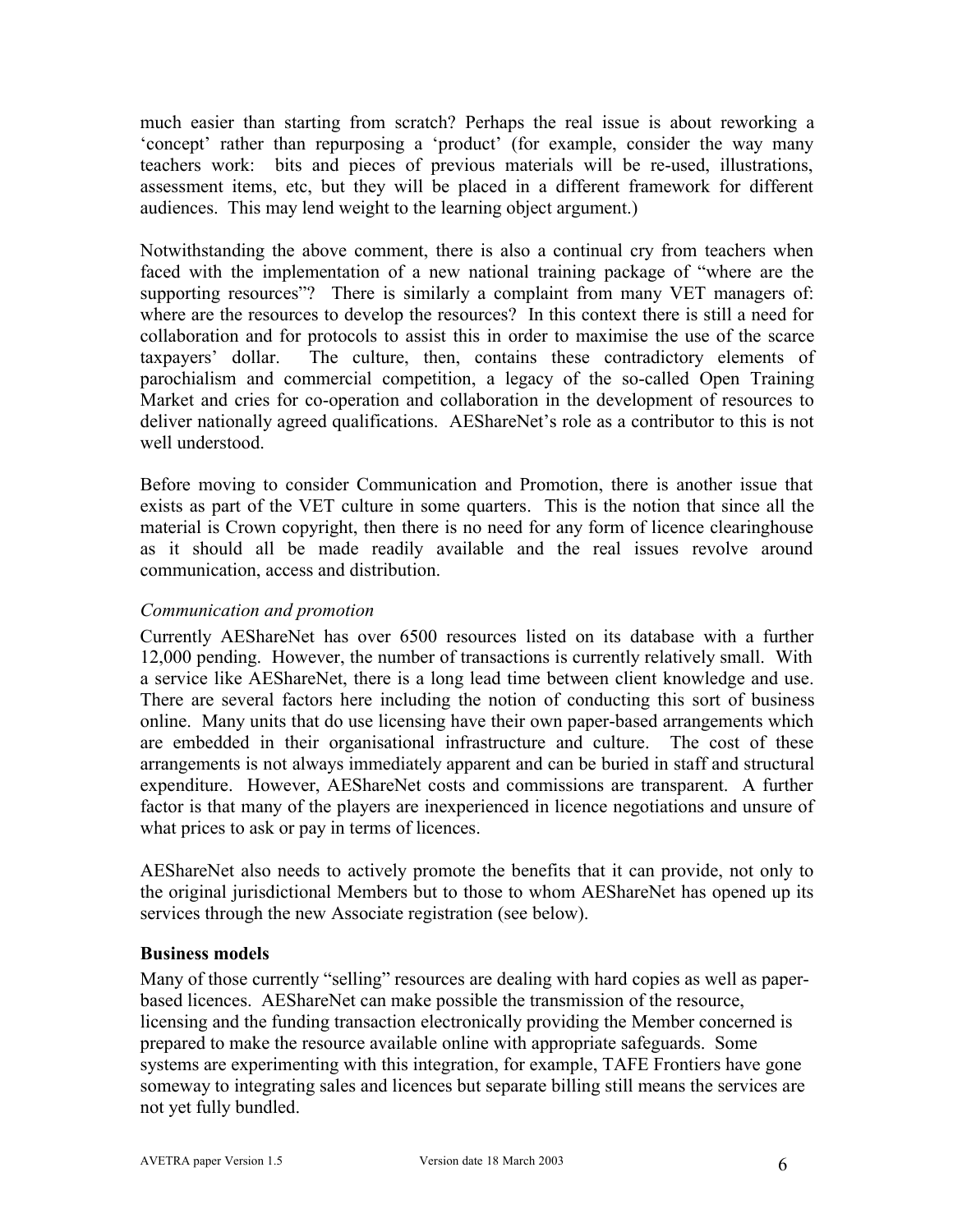much easier than starting from scratch? Perhaps the real issue is about reworking a 'concept' rather than repurposing a 'product' (for example, consider the way many teachers work: bits and pieces of previous materials will be re-used, illustrations, assessment items, etc, but they will be placed in a different framework for different audiences. This may lend weight to the learning object argument.)

Notwithstanding the above comment, there is also a continual cry from teachers when faced with the implementation of a new national training package of "where are the supporting resources"? There is similarly a complaint from many VET managers of: where are the resources to develop the resources? In this context there is still a need for collaboration and for protocols to assist this in order to maximise the use of the scarce taxpayers' dollar. The culture, then, contains these contradictory elements of parochialism and commercial competition, a legacy of the so-called Open Training Market and cries for co-operation and collaboration in the development of resources to deliver nationally agreed qualifications. AEShareNet's role as a contributor to this is not well understood.

Before moving to consider Communication and Promotion, there is another issue that exists as part of the VET culture in some quarters. This is the notion that since all the material is Crown copyright, then there is no need for any form of licence clearinghouse as it should all be made readily available and the real issues revolve around communication, access and distribution.

*Communication and promotion*

Currently AEShareNet has over 6500 resources listed on its database with a further 12,000 pending. However, the number of transactions is currently relatively small. With a service like AEShareNet, there is a long lead time between client knowledge and use. There are several factors here including the notion of conducting this sort of business online. Many units that do use licensing have their own paper-based arrangements which are embedded in their organisational infrastructure and culture. The cost of these arrangements is not always immediately apparent and can be buried in staff and structural expenditure. However, AEShareNet costs and commissions are transparent. A further factor is that many of the players are inexperienced in licence negotiations and unsure of what prices to ask or pay in terms of licences.

AEShareNet also needs to actively promote the benefits that it can provide, not only to the original jurisdictional Members but to those to whom AEShareNet has opened up its services through the new Associate registration (see below).

**Business models**

Many of those currently "selling" resources are dealing with hard copies as well as paper-based licences. AEShareNet can make possible the transmission of the resource, licensing and the funding transaction electronically providing the Member concerned is prepared to make the resource available online with appropriate safeguards. Some systems are experimenting with this integration, for example, TAFE Frontiers have gone someway to integrating sales and licences but separate billing still means the services are not yet fully bundled.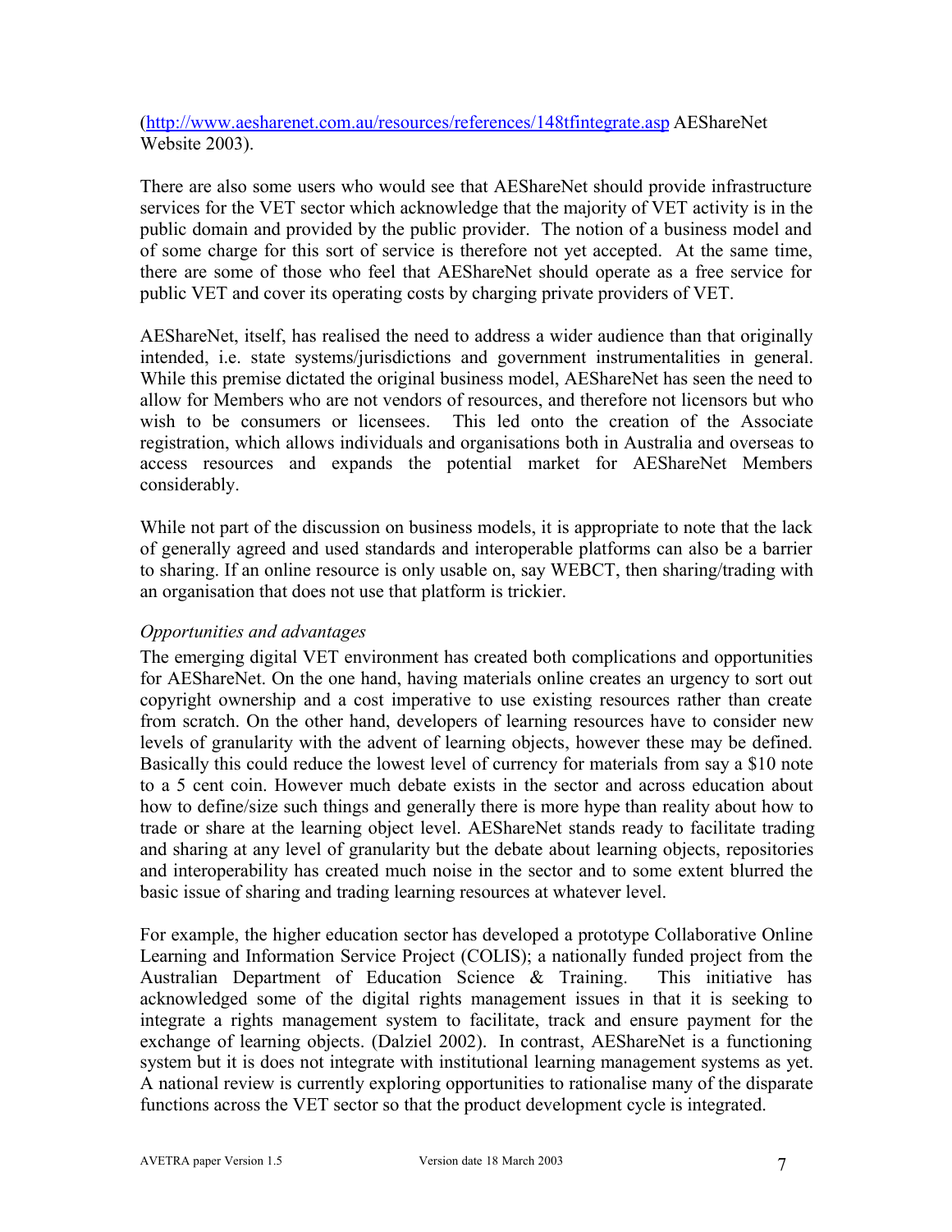(http://www.aesharenet.com.au/resources/references/148tfintegrate.asp AEShareNet Website 2003).

There are also some users who would see that AEShareNet should provide infrastructure services for the VET sector which acknowledge that the majority of VET activity is in the public domain and provided by the public provider. The notion of a business model and of some charge for this sort of service is therefore not yet accepted. At the same time, there are some of those who feel that AEShareNet should operate as a free service for public VET and cover its operating costs by charging private providers of VET.

AEShareNet, itself, has realised the need to address a wider audience than that originally intended, i.e. state systems/jurisdictions and government instrumentalities in general. While this premise dictated the original business model, AEShareNet has seen the need to allow for Members who are not vendors of resources, and therefore not licensors but who wish to be consumers or licensees. This led onto the creation of the Associate registration, which allows individuals and organisations both in Australia and overseas to access resources and expands the potential market for AEShareNet Members considerably.

While not part of the discussion on business models, it is appropriate to note that the lack of generally agreed and used standards and interoperable platforms can also be a barrier to sharing. If an online resource is only usable on, say WEBCT, then sharing/trading with an organisation that does not use that platform is trickier.

*Opportunities and advantages*

The emerging digital VET environment has created both complications and opportunities for AEShareNet. On the one hand, having materials online creates an urgency to sort out copyright ownership and a cost imperative to use existing resources rather than create from scratch. On the other hand, developers of learning resources have to consider new levels of granularity with the advent of learning objects, however these may be defined. Basically this could reduce the lowest level of currency for materials from say a $10 note to a 5 cent coin. However much debate exists in the sector and across education about how to define/size such things and generally there is more hype than reality about how to trade or share at the learning object level. AEShareNet stands ready to facilitate trading and sharing at any level of granularity but the debate about learning objects, repositories and interoperability has created much noise in the sector and to some extent blurred the basic issue of sharing and trading learning resources at whatever level.

For example, the higher education sector has developed a prototype Collaborative Online Learning and Information Service Project (COLIS); a nationally funded project from the Australian Department of Education Science & Training. This initiative has acknowledged some of the digital rights management issues in that it is seeking to integrate a rights management system to facilitate, track and ensure payment for the exchange of learning objects. (Dalziel 2002). In contrast, AEShareNet is a functioning system but it is does not integrate with institutional learning management systems as yet. A national review is currently exploring opportunities to rationalise many of the disparate functions across the VET sector so that the product development cycle is integrated.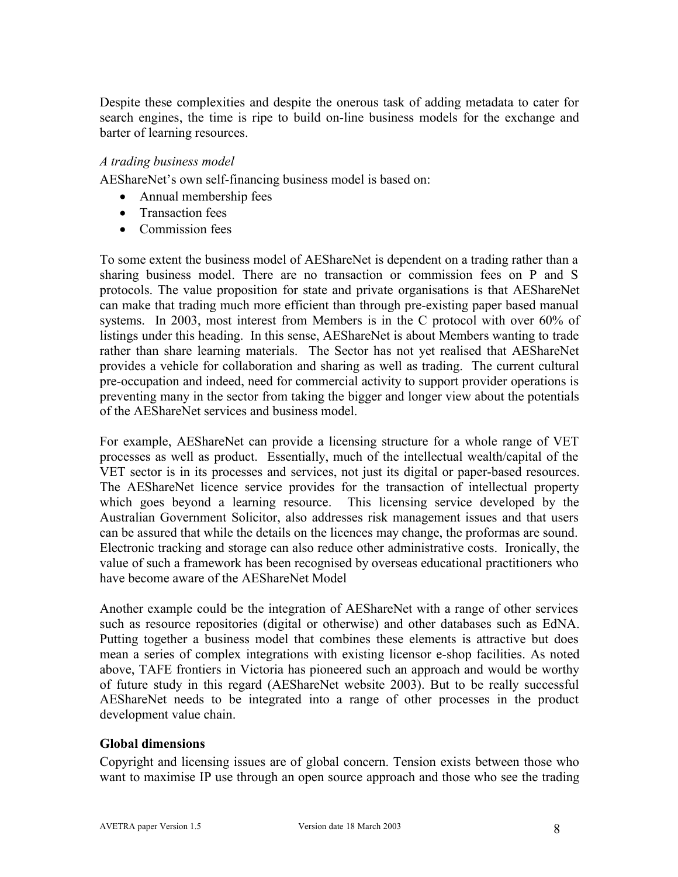Despite these complexities and despite the onerous task of adding metadata to cater for search engines, the time is ripe to build on-line business models for the exchange and barter of learning resources.

*A trading business model*

AEShareNet's own self-financing business model is based on:

- Annual membership fees
- Transaction fees
- Commission fees

To some extent the business model of AEShareNet is dependent on a trading rather than a sharing business model. There are no transaction or commission fees on P and S protocols. The value proposition for state and private organisations is that AEShareNet can make that trading much more efficient than through pre-existing paper based manual systems. In 2003, most interest from Members is in the C protocol with over 60% of listings under this heading. In this sense, AEShareNet is about Members wanting to trade rather than share learning materials. The Sector has not yet realised that AEShareNet provides a vehicle for collaboration and sharing as well as trading. The current cultural pre-occupation and indeed, need for commercial activity to support provider operations is preventing many in the sector from taking the bigger and longer view about the potentials of the AEShareNet services and business model.

For example, AEShareNet can provide a licensing structure for a whole range of VET processes as well as product. Essentially, much of the intellectual wealth/capital of the VET sector is in its processes and services, not just its digital or paper-based resources. The AEShareNet licence service provides for the transaction of intellectual property which goes beyond a learning resource. This licensing service developed by the Australian Government Solicitor, also addresses risk management issues and that users can be assured that while the details on the licences may change, the proformas are sound. Electronic tracking and storage can also reduce other administrative costs. Ironically, the value of such a framework has been recognised by overseas educational practitioners who have become aware of the AEShareNet Model

Another example could be the integration of AEShareNet with a range of other services such as resource repositories (digital or otherwise) and other databases such as EdNA. Putting together a business model that combines these elements is attractive but does mean a series of complex integrations with existing licensor e-shop facilities. As noted above, TAFE frontiers in Victoria has pioneered such an approach and would be worthy of future study in this regard (AEShareNet website 2003). But to be really successful AEShareNet needs to be integrated into a range of other processes in the product development value chain.

## Global dimensions

Copyright and licensing issues are of global concern. Tension exists between those who want to maximise IP use through an open source approach and those who see the trading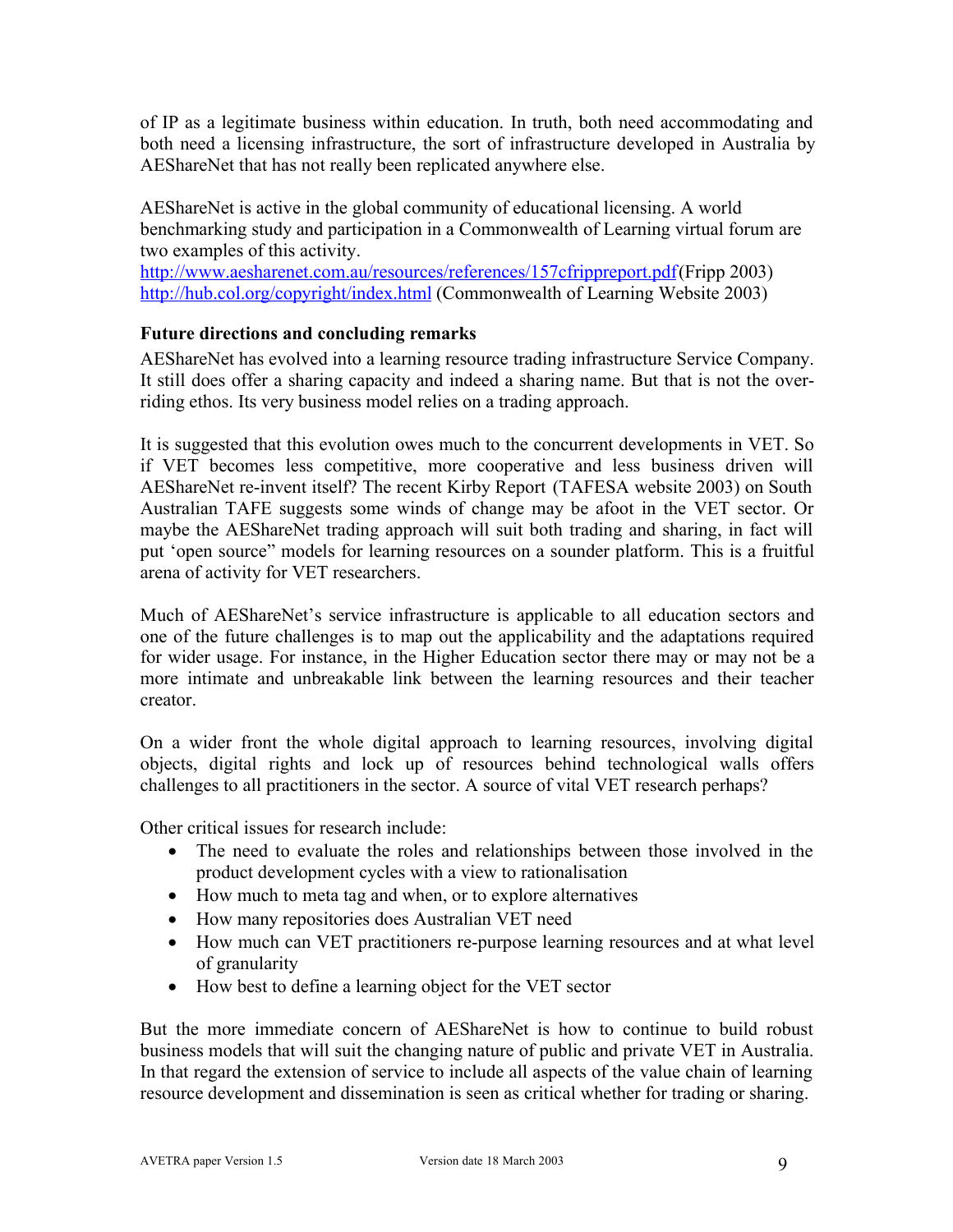of IP as a legitimate business within education. In truth, both need accommodating and both need a licensing infrastructure, the sort of infrastructure developed in Australia by AEShareNet that has not really been replicated anywhere else.

AEShareNet is active in the global community of educational licensing. A world benchmarking study and participation in a Commonwealth of Learning virtual forum are two examples of this activity.
http://www.aesharenet.com.au/resources/references/157cfrippreport.pdf(Fripp 2003)
http://hub.col.org/copyright/index.html (Commonwealth of Learning Website 2003)

**Future directions and concluding remarks**

AEShareNet has evolved into a learning resource trading infrastructure Service Company. It still does offer a sharing capacity and indeed a sharing name. But that is not the over-riding ethos. Its very business model relies on a trading approach.

It is suggested that this evolution owes much to the concurrent developments in VET. So if VET becomes less competitive, more cooperative and less business driven will AEShareNet re-invent itself? The recent Kirby Report (TAFESA website 2003) on South Australian TAFE suggests some winds of change may be afoot in the VET sector. Or maybe the AEShareNet trading approach will suit both trading and sharing, in fact will put 'open source" models for learning resources on a sounder platform. This is a fruitful arena of activity for VET researchers.

Much of AEShareNet's service infrastructure is applicable to all education sectors and one of the future challenges is to map out the applicability and the adaptations required for wider usage. For instance, in the Higher Education sector there may or may not be a more intimate and unbreakable link between the learning resources and their teacher creator.

On a wider front the whole digital approach to learning resources, involving digital objects, digital rights and lock up of resources behind technological walls offers challenges to all practitioners in the sector. A source of vital VET research perhaps?

Other critical issues for research include:

- The need to evaluate the roles and relationships between those involved in the product development cycles with a view to rationalisation
- How much to meta tag and when, or to explore alternatives
- How many repositories does Australian VET need
- How much can VET practitioners re-purpose learning resources and at what level of granularity
- How best to define a learning object for the VET sector

But the more immediate concern of AEShareNet is how to continue to build robust business models that will suit the changing nature of public and private VET in Australia. In that regard the extension of service to include all aspects of the value chain of learning resource development and dissemination is seen as critical whether for trading or sharing.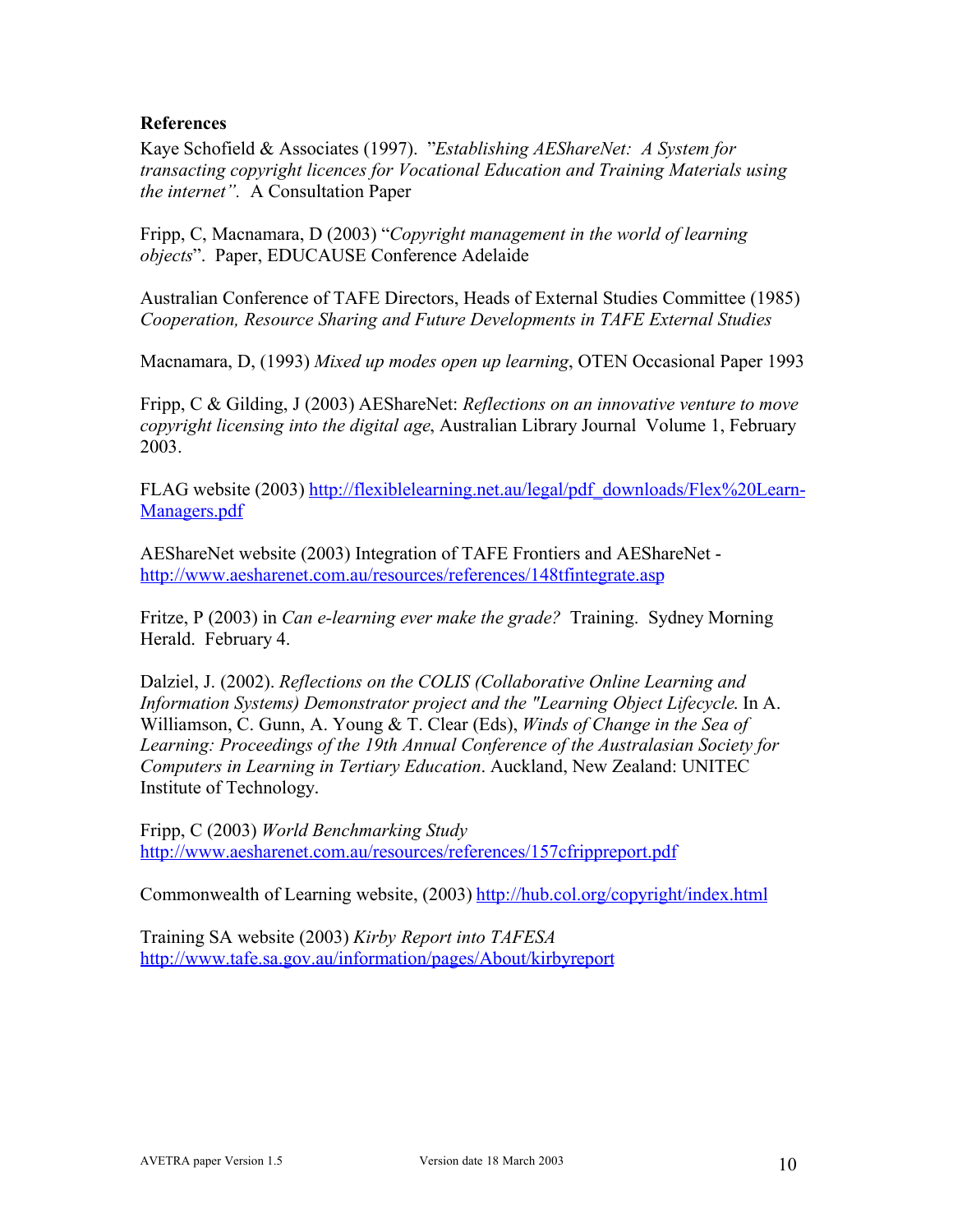**References**

Kaye Schofield & Associates (1997). ”*Establishing AEShareNet: A System for transacting copyright licences for Vocational Education and Training Materials using the internet”.* A Consultation Paper

Fripp, C, Macnamara, D (2003) “*Copyright management in the world of learning objects*”. Paper, EDUCAUSE Conference Adelaide

Australian Conference of TAFE Directors, Heads of External Studies Committee (1985) *Cooperation, Resource Sharing and Future Developments in TAFE External Studies*

Macnamara, D, (1993) *Mixed up modes open up learning*, OTEN Occasional Paper 1993

Fripp, C & Gilding, J (2003) AEShareNet: *Reflections on an innovative venture to move copyright licensing into the digital age*, Australian Library Journal Volume 1, February 2003.

FLAG website (2003) http://flexiblelearning.net.au/legal/pdf_downloads/Flex%20Learn-Managers.pdf

AEShareNet website (2003) Integration of TAFE Frontiers and AEShareNet - http://www.aesharenet.com.au/resources/references/148tfintegrate.asp

Fritze, P (2003) in *Can e-learning ever make the grade?* Training. Sydney Morning Herald. February 4.

Dalziel, J. (2002). *Reflections on the COLIS (Collaborative Online Learning and Information Systems) Demonstrator project and the "Learning Object Lifecycle.* In A. Williamson, C. Gunn, A. Young & T. Clear (Eds), *Winds of Change in the Sea of Learning: Proceedings of the 19th Annual Conference of the Australasian Society for Computers in Learning in Tertiary Education*. Auckland, New Zealand: UNITEC Institute of Technology.

Fripp, C (2003) *World Benchmarking Study* http://www.aesharenet.com.au/resources/references/157cfrippreport.pdf

Commonwealth of Learning website, (2003) http://hub.col.org/copyright/index.html

Training SA website (2003) *Kirby Report into TAFESA* http://www.tafe.sa.gov.au/information/pages/About/kirbyreport